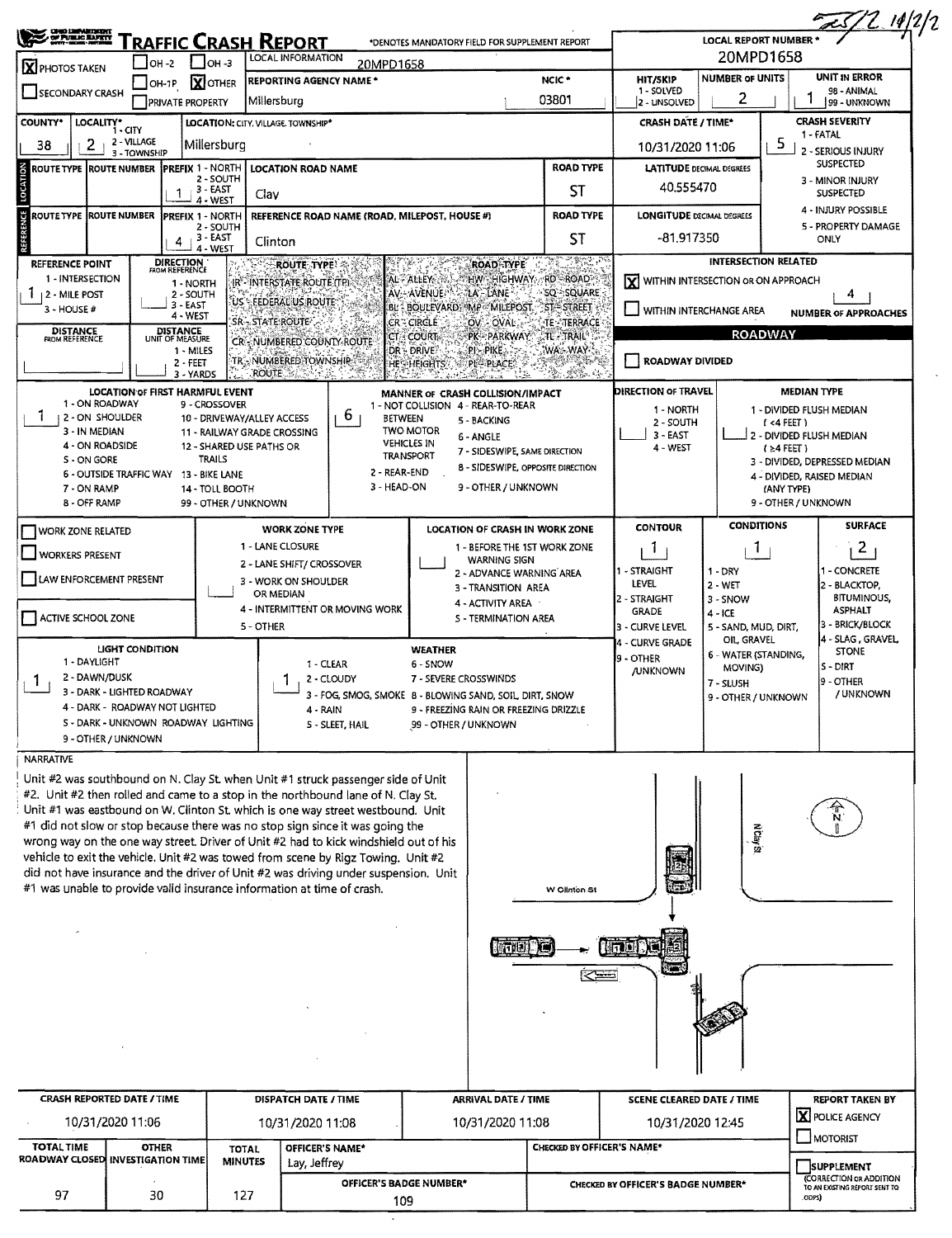# TRAFFIC CRASH REPORT

*DENOTES MANDATORY FIELD FOR SUPPLEMENT REPORT

**LOCAL REPORT NUMBER ***: 20MPD1658

| | | |
|---|---|---|
| [X] PHOTOS TAKEN | [ ] OH-2 | [ ] OH-3 |
| [ ] SECONDARY CRASH | [ ] OH-1P | [X] OTHER |
| | [ ] PRIVATE PROPERTY | |

**LOCAL INFORMATION**: 20MPD1658

**REPORTING AGENCY NAME ***: Millersburg

**NCIC ***: 03801

**HIT/SKIP** (1 - SOLVED, 2 - UNSOLVED):

**NUMBER OF UNITS**: 2

**UNIT IN ERROR** (98 - ANIMAL, 99 - UNKNOWN): 1

**COUNTY***: 38

**LOCALITY*** (1 - CITY, 2 - VILLAGE, 3 - TOWNSHIP): 2

**LOCATION: CITY, VILLAGE, TOWNSHIP***: Millersburg

**CRASH DATE / TIME***: 10/31/2020 11:06

**CRASH SEVERITY**: 5 (1 - FATAL, 2 - SERIOUS INJURY SUSPECTED, 3 - MINOR INJURY SUSPECTED, 4 - INJURY POSSIBLE, 5 - PROPERTY DAMAGE ONLY)

## LOCATION

| ROUTE TYPE | ROUTE NUMBER | PREFIX (1 - NORTH, 2 - SOUTH, 3 - EAST, 4 - WEST) | LOCATION ROAD NAME | ROAD TYPE |
|---|---|---|---|---|
| | | 1 | Clay | ST |

**LATITUDE** DECIMAL DEGREES: 40.555470

## REFERENCE

| ROUTE TYPE | ROUTE NUMBER | PREFIX (1 - NORTH, 2 - SOUTH, 3 - EAST, 4 - WEST) | REFERENCE ROAD NAME (ROAD, MILEPOST, HOUSE #) | ROAD TYPE |
|---|---|---|---|---|
| | | 4 | Clinton | ST |

**LONGITUDE** DECIMAL DEGREES: -81.917350

**REFERENCE POINT** (1 - INTERSECTION, 2 - MILE POST, 3 - HOUSE #): 1

**DIRECTION FROM REFERENCE** (1 - NORTH, 2 - SOUTH, 3 - EAST, 4 - WEST):

**DISTANCE FROM REFERENCE**:

**DISTANCE UNIT OF MEASURE** (1 - MILES, 2 - FEET, 3 - YARDS):

**ROUTE TYPE**: IR - INTERSTATE ROUTE (TP), US - FEDERAL US ROUTE, SR - STATE ROUTE, CR - NUMBERED COUNTY ROUTE, TR - NUMBERED TOWNSHIP ROUTE

**ROAD TYPE**: AL - ALLEY, AV - AVENUE, BL - BOULEVARD, CR - CIRCLE, CT - COURT, DR - DRIVE, HE - HEIGHTS, HW - HIGHWAY, LA - LANE, MP - MILEPOST, OV - OVAL, PK - PARKWAY, PI - PIKE, PL - PLACE, RD - ROAD, SQ - SQUARE, ST - STREET, TE - TERRACE, TL - TRAIL, WA - WAY

**INTERSECTION RELATED**

[X] WITHIN INTERSECTION OR ON APPROACH

[ ] WITHIN INTERCHANGE AREA

**NUMBER OF APPROACHES**: 4

**ROADWAY**

[ ] ROADWAY DIVIDED

**LOCATION OF FIRST HARMFUL EVENT**: 1

1 - ON ROADWAY, 2 - ON SHOULDER, 3 - IN MEDIAN, 4 - ON ROADSIDE, 5 - ON GORE, 6 - OUTSIDE TRAFFIC WAY, 7 - ON RAMP, 8 - OFF RAMP, 9 - CROSSOVER, 10 - DRIVEWAY/ALLEY ACCESS, 11 - RAILWAY GRADE CROSSING, 12 - SHARED USE PATHS OR TRAILS, 13 - BIKE LANE, 14 - TOLL BOOTH, 99 - OTHER / UNKNOWN

**MANNER OF CRASH COLLISION/IMPACT**: 6

1 - NOT COLLISION BETWEEN TWO MOTOR VEHICLES IN TRANSPORT, 2 - REAR-END, 3 - HEAD-ON, 4 - REAR-TO-REAR, 5 - BACKING, 6 - ANGLE, 7 - SIDESWIPE, SAME DIRECTION, 8 - SIDESWIPE, OPPOSITE DIRECTION, 9 - OTHER / UNKNOWN

**DIRECTION OF TRAVEL**: (1 - NORTH, 2 - SOUTH, 3 - EAST, 4 - WEST)

**MEDIAN TYPE**: 1 - DIVIDED FLUSH MEDIAN (< 4 FEET), 2 - DIVIDED FLUSH MEDIAN (≥4 FEET), 3 - DIVIDED, DEPRESSED MEDIAN, 4 - DIVIDED, RAISED MEDIAN (ANY TYPE), 9 - OTHER / UNKNOWN

[ ] WORK ZONE RELATED

[ ] WORKERS PRESENT

[ ] LAW ENFORCEMENT PRESENT

[ ] ACTIVE SCHOOL ZONE

**WORK ZONE TYPE**: 1 - LANE CLOSURE, 2 - LANE SHIFT/ CROSSOVER, 3 - WORK ON SHOULDER OR MEDIAN, 4 - INTERMITTENT OR MOVING WORK, 5 - OTHER

**LOCATION OF CRASH IN WORK ZONE**: 1 - BEFORE THE 1ST WORK ZONE WARNING SIGN, 2 - ADVANCE WARNING AREA, 3 - TRANSITION AREA, 4 - ACTIVITY AREA, 5 - TERMINATION AREA

**CONTOUR**: 1 (1 - STRAIGHT LEVEL, 2 - STRAIGHT GRADE, 3 - CURVE LEVEL, 4 - CURVE GRADE, 9 - OTHER /UNKNOWN)

**CONDITIONS**: 1 (1 - DRY, 2 - WET, 3 - SNOW, 4 - ICE, 5 - SAND, MUD, DIRT, OIL, GRAVEL, 6 - WATER (STANDING, MOVING), 7 - SLUSH, 9 - OTHER / UNKNOWN)

**SURFACE**: 2 (1 - CONCRETE, 2 - BLACKTOP, BITUMINOUS, ASPHALT, 3 - BRICK/BLOCK, 4 - SLAG, GRAVEL, STONE, 5 - DIRT, 9 - OTHER / UNKNOWN)

**LIGHT CONDITION**: 1 (1 - DAYLIGHT, 2 - DAWN/DUSK, 3 - DARK - LIGHTED ROADWAY, 4 - DARK - ROADWAY NOT LIGHTED, 5 - DARK - UNKNOWN ROADWAY LIGHTING, 9 - OTHER / UNKNOWN)

**WEATHER**: 1 (1 - CLEAR, 2 - CLOUDY, 3 - FOG, SMOG, SMOKE, 4 - RAIN, 5 - SLEET, HAIL, 6 - SNOW, 7 - SEVERE CROSSWINDS, 8 - BLOWING SAND, SOIL, DIRT, SNOW, 9 - FREEZING RAIN OR FREEZING DRIZZLE, 99 - OTHER / UNKNOWN)

## NARRATIVE

Unit #2 was southbound on N. Clay St. when Unit #1 struck passenger side of Unit #2. Unit #2 then rolled and came to a stop in the northbound lane of N. Clay St. Unit #1 was eastbound on W. Clinton St. which is one way street westbound. Unit #1 did not slow or stop because there was no stop sign since it was going the wrong way on the one way street. Driver of Unit #2 had to kick windshield out of his vehicle to exit the vehicle. Unit #2 was towed from scene by Rigz Towing. Unit #2 did not have insurance and the driver of Unit #2 was driving under suspension. Unit #1 was unable to provide valid insurance information at time of crash.

N Clay St

W Clinton St

| CRASH REPORTED DATE / TIME | DISPATCH DATE / TIME | ARRIVAL DATE / TIME | SCENE CLEARED DATE / TIME | REPORT TAKEN BY |
|---|---|---|---|---|
| 10/31/2020 11:06 | 10/31/2020 11:08 | 10/31/2020 11:08 | 10/31/2020 12:45 | [X] POLICE AGENCY [ ] MOTORIST |

| TOTAL TIME ROADWAY CLOSED | OTHER INVESTIGATION TIME | TOTAL MINUTES | OFFICER'S NAME* | CHECKED BY OFFICER'S NAME* |
|---|---|---|---|---|
| 97 | 30 | 127 | Lay, Jeffrey | |

**OFFICER'S BADGE NUMBER***: 109

**CHECKED BY OFFICER'S BADGE NUMBER***:

[ ] SUPPLEMENT (CORRECTION OR ADDITION TO AN EXISTING REPORT SENT TO ODPS)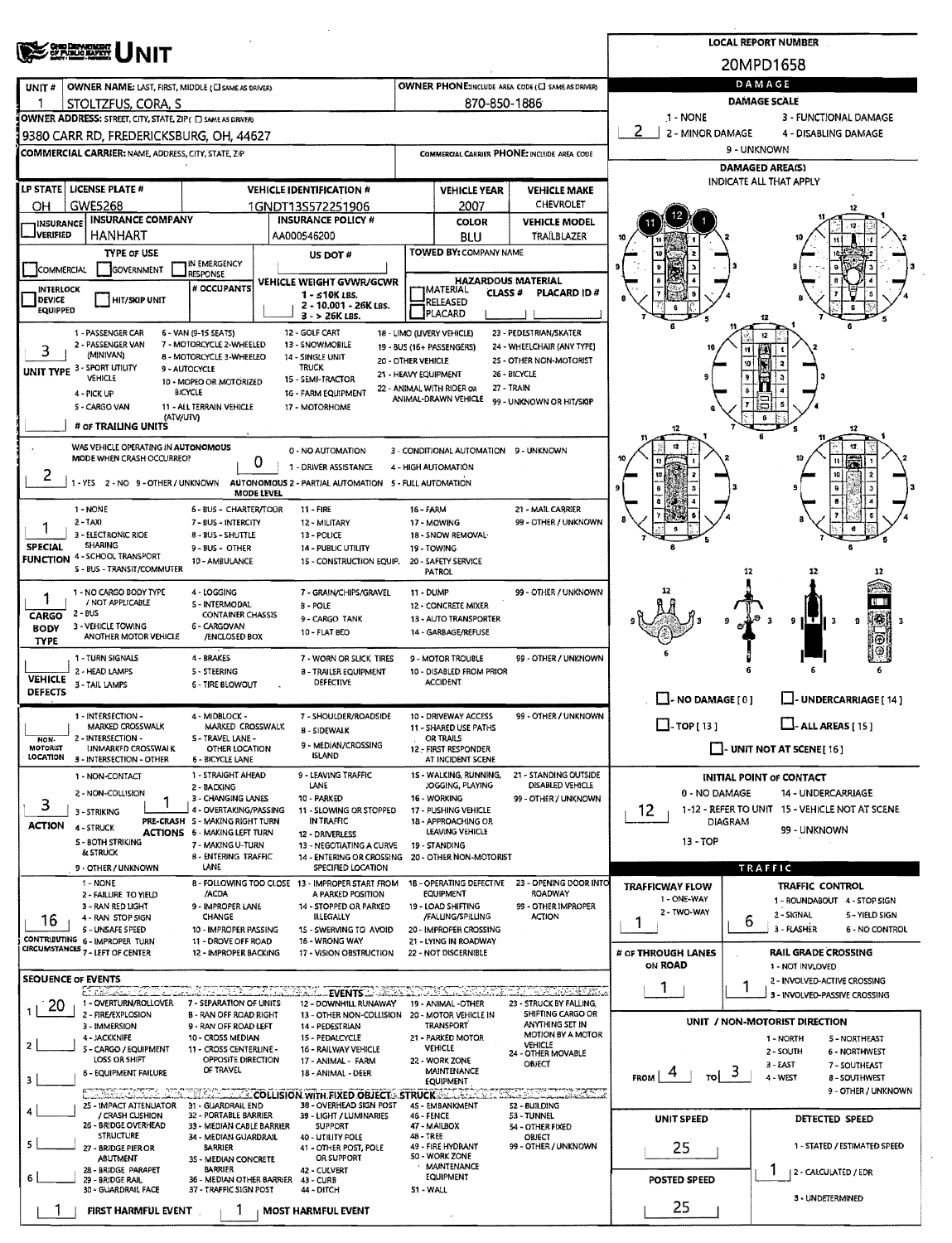# UNIT

**LOCAL REPORT NUMBER:** 20MPD1658

| UNIT # | OWNER NAME: LAST, FIRST, MIDDLE | OWNER PHONE |
|---|---|---|
| 1 | STOLTZFUS, CORA, S | 870-850-1886 |

**OWNER ADDRESS:** 9380 CARR RD, FREDERICKSBURG, OH, 44627

**COMMERCIAL CARRIER:** NAME, ADDRESS, CITY, STATE, ZIP — **COMMERCIAL CARRIER PHONE:**

| LP STATE | LICENSE PLATE # | VEHICLE IDENTIFICATION # | VEHICLE YEAR | VEHICLE MAKE |
|---|---|---|---|---|
| OH | GWE5268 | 1GNDT13S572251906 | 2007 | CHEVROLET |

| INSURANCE COMPANY | INSURANCE POLICY # | COLOR | VEHICLE MODEL |
|---|---|---|---|
| HANHART | AA000546200 | BLU | TRAILBLAZER |

**TYPE OF USE:** COMMERCIAL / GOVERNMENT / IN EMERGENCY RESPONSE
**US DOT #:**
**TOWED BY:** COMPANY NAME
**INTERLOCK DEVICE EQUIPPED** / **HIT/SKIP UNIT**
**# OCCUPANTS:**
**VEHICLE WEIGHT GVWR/GCWR:** 1 - ≤10K LBS. 2 - 10.001 - 26K LBS. 3 - > 26K LBS.
**HAZARDOUS MATERIAL:** MATERIAL RELEASED / PLACARD — CLASS # — PLACARD ID #

**UNIT TYPE:** 3
1 - PASSENGER CAR, 2 - PASSENGER VAN (MINIVAN), 3 - SPORT UTILITY VEHICLE, 4 - PICK UP, 5 - CARGO VAN, 6 - VAN (9-15 SEATS), 7 - MOTORCYCLE 2-WHEELED, 8 - MOTORCYCLE 3-WHEELED, 9 - AUTOCYCLE, 10 - MOPED OR MOTORIZED BICYCLE, 11 - ALL TERRAIN VEHICLE (ATV/UTV), 12 - GOLF CART, 13 - SNOWMOBILE, 14 - SINGLE UNIT TRUCK, 15 - SEMI-TRACTOR, 16 - FARM EQUIPMENT, 17 - MOTORHOME, 18 - LIMO (LIVERY VEHICLE), 19 - BUS (16+ PASSENGERS), 20 - OTHER VEHICLE, 21 - HEAVY EQUIPMENT, 22 - ANIMAL WITH RIDER OR ANIMAL-DRAWN VEHICLE, 23 - PEDESTRIAN/SKATER, 24 - WHEELCHAIR (ANY TYPE), 25 - OTHER NON-MOTORIST, 26 - BICYCLE, 27 - TRAIN, 99 - UNKNOWN OR HIT/SKIP

**# OF TRAILING UNITS:**

**WAS VEHICLE OPERATING IN AUTONOMOUS MODE WHEN CRASH OCCURRED?** 2 (1 - YES 2 - NO 9 - OTHER / UNKNOWN)
**AUTONOMOUS MODE LEVEL:** 0 (0 - NO AUTOMATION, 1 - DRIVER ASSISTANCE, 2 - PARTIAL AUTOMATION, 3 - CONDITIONAL AUTOMATION, 4 - HIGH AUTOMATION, 5 - FULL AUTOMATION, 9 - UNKNOWN)

**SPECIAL FUNCTION:** 1
1 - NONE, 2 - TAXI, 3 - ELECTRONIC RIDE SHARING, 4 - SCHOOL TRANSPORT, 5 - BUS - TRANSIT/COMMUTER, 6 - BUS - CHARTER/TOUR, 7 - BUS - INTERCITY, 8 - BUS - SHUTTLE, 9 - BUS - OTHER, 10 - AMBULANCE, 11 - FIRE, 12 - MILITARY, 13 - POLICE, 14 - PUBLIC UTILITY, 15 - CONSTRUCTION EQUIP., 16 - FARM, 17 - MOWING, 18 - SNOW REMOVAL, 19 - TOWING, 20 - SAFETY SERVICE PATROL, 21 - MAIL CARRIER, 99 - OTHER / UNKNOWN

**CARGO BODY TYPE:** 1
1 - NO CARGO BODY TYPE / NOT APPLICABLE, 2 - BUS, 3 - VEHICLE TOWING ANOTHER MOTOR VEHICLE, 4 - LOGGING, 5 - INTERMODAL CONTAINER CHASSIS, 6 - CARGOVAN /ENCLOSED BOX, 7 - GRAIN/CHIPS/GRAVEL, 8 - POLE, 9 - CARGO TANK, 10 - FLAT BED, 11 - DUMP, 12 - CONCRETE MIXER, 13 - AUTO TRANSPORTER, 14 - GARBAGE/REFUSE, 99 - OTHER / UNKNOWN

**VEHICLE DEFECTS:**
1 - TURN SIGNALS, 2 - HEAD LAMPS, 3 - TAIL LAMPS, 4 - BRAKES, 5 - STEERING, 6 - TIRE BLOWOUT, 7 - WORN OR SLICK TIRES, 8 - TRAILER EQUIPMENT DEFECTIVE, 9 - MOTOR TROUBLE, 10 - DISABLED FROM PRIOR ACCIDENT, 99 - OTHER / UNKNOWN

**NON-MOTORIST LOCATION:**
1 - INTERSECTION - MARKED CROSSWALK, 2 - INTERSECTION - UNMARKED CROSSWALK, 3 - INTERSECTION - OTHER, 4 - MIDBLOCK - MARKED CROSSWALK, 5 - TRAVEL LANE - OTHER LOCATION, 6 - BICYCLE LANE, 7 - SHOULDER/ROADSIDE, 8 - SIDEWALK, 9 - MEDIAN/CROSSING ISLAND, 10 - DRIVEWAY ACCESS, 11 - SHARED USE PATHS OR TRAILS, 12 - FIRST RESPONDER AT INCIDENT SCENE, 99 - OTHER / UNKNOWN

**ACTION:** 3 — **PRE-CRASH ACTIONS:** 1
ACTION: 1 - NON-CONTACT, 2 - NON-COLLISION, 3 - STRIKING, 4 - STRUCK, 5 - BOTH STRIKING & STRUCK, 9 - OTHER / UNKNOWN
PRE-CRASH ACTIONS: 1 - STRAIGHT AHEAD, 2 - BACKING, 3 - CHANGING LANES, 4 - OVERTAKING/PASSING, 5 - MAKING RIGHT TURN, 6 - MAKING LEFT TURN, 7 - MAKING U-TURN, 8 - ENTERING TRAFFIC LANE, 9 - LEAVING TRAFFIC LANE, 10 - PARKED, 11 - SLOWING OR STOPPED IN TRAFFIC, 12 - DRIVERLESS, 13 - NEGOTIATING A CURVE, 14 - ENTERING OR CROSSING SPECIFIED LOCATION, 15 - WALKING, RUNNING, JOGGING, PLAYING, 16 - WORKING, 17 - PUSHING VEHICLE, 18 - APPROACHING OR LEAVING VEHICLE, 19 - STANDING, 20 - OTHER NON-MOTORIST, 21 - STANDING OUTSIDE DISABLED VEHICLE, 99 - OTHER / UNKNOWN

**CONTRIBUTING CIRCUMSTANCES:** 16
1 - NONE, 2 - FAILURE TO YIELD, 3 - RAN RED LIGHT, 4 - RAN STOP SIGN, 5 - UNSAFE SPEED, 6 - IMPROPER TURN, 7 - LEFT OF CENTER, 8 - FOLLOWING TOO CLOSE /ACDA, 9 - IMPROPER LANE CHANGE, 10 - IMPROPER PASSING, 11 - DROVE OFF ROAD, 12 - IMPROPER BACKING, 13 - IMPROPER START FROM A PARKED POSITION, 14 - STOPPED OR PARKED ILLEGALLY, 15 - SWERVING TO AVOID, 16 - WRONG WAY, 17 - VISION OBSTRUCTION, 18 - OPERATING DEFECTIVE EQUIPMENT, 19 - LOAD SHIFTING /FALLING/SPILLING, 20 - IMPROPER CROSSING, 21 - LYING IN ROADWAY, 22 - NOT DISCERNIBLE, 23 - OPENING DOOR INTO ROADWAY, 99 - OTHER IMPROPER ACTION

**SEQUENCE OF EVENTS:**
1: 20
2:
3:
4:
5:
6:

EVENTS: 1 - OVERTURN/ROLLOVER, 2 - FIRE/EXPLOSION, 3 - IMMERSION, 4 - JACKKNIFE, 5 - CARGO / EQUIPMENT LOSS OR SHIFT, 6 - EQUIPMENT FAILURE, 7 - SEPARATION OF UNITS, 8 - RAN OFF ROAD RIGHT, 9 - RAN OFF ROAD LEFT, 10 - CROSS MEDIAN, 11 - CROSS CENTERLINE - OPPOSITE DIRECTION OF TRAVEL, 12 - DOWNHILL RUNAWAY, 13 - OTHER NON-COLLISION, 14 - PEDESTRIAN, 15 - PEDALCYCLE, 16 - RAILWAY VEHICLE, 17 - ANIMAL - FARM, 18 - ANIMAL - DEER, 19 - ANIMAL -OTHER, 20 - MOTOR VEHICLE IN TRANSPORT, 21 - PARKED MOTOR VEHICLE, 22 - WORK ZONE MAINTENANCE EQUIPMENT, 23 - STRUCK BY FALLING, SHIFTING CARGO OR ANYTHING SET IN MOTION BY A MOTOR VEHICLE, 24 - OTHER MOVABLE OBJECT

COLLISION WITH FIXED OBJECT - STRUCK: 25 - IMPACT ATTENUATOR / CRASH CUSHION, 26 - BRIDGE OVERHEAD STRUCTURE, 27 - BRIDGE PIER OR ABUTMENT, 28 - BRIDGE PARAPET, 29 - BRIDGE RAIL, 30 - GUARDRAIL FACE, 31 - GUARDRAIL END, 32 - PORTABLE BARRIER, 33 - MEDIAN CABLE BARRIER, 34 - MEDIAN GUARDRAIL BARRIER, 35 - MEDIAN CONCRETE BARRIER, 36 - MEDIAN OTHER BARRIER, 37 - TRAFFIC SIGN POST, 38 - OVERHEAD SIGN POST, 39 - LIGHT / LUMINARIES SUPPORT, 40 - UTILITY POLE, 41 - OTHER POST, POLE OR SUPPORT, 42 - CULVERT, 43 - CURB, 44 - DITCH, 45 - EMBANKMENT, 46 - FENCE, 47 - MAILBOX, 48 - TREE, 49 - FIRE HYDRANT, 50 - WORK ZONE MAINTENANCE EQUIPMENT, 51 - WALL, 52 - BUILDING, 53 - TUNNEL, 54 - OTHER FIXED OBJECT, 99 - OTHER / UNKNOWN

**FIRST HARMFUL EVENT:** 1 — **MOST HARMFUL EVENT:** 1

## DAMAGE

**DAMAGE SCALE:** 2
1 - NONE, 2 - MINOR DAMAGE, 3 - FUNCTIONAL DAMAGE, 4 - DISABLING DAMAGE, 9 - UNKNOWN

**DAMAGED AREA(S):** INDICATE ALL THAT APPLY — 11, 12, 1

NO DAMAGE [0] / UNDERCARRIAGE [14] / TOP [13] / ALL AREAS [15] / UNIT NOT AT SCENE [16]

**INITIAL POINT OF CONTACT:** 12
0 - NO DAMAGE, 1-12 - REFER TO UNIT DIAGRAM, 13 - TOP, 14 - UNDERCARRIAGE, 15 - VEHICLE NOT AT SCENE, 99 - UNKNOWN

## TRAFFIC

**TRAFFICWAY FLOW:** 1 (1 - ONE-WAY, 2 - TWO-WAY)
**TRAFFIC CONTROL:** 6 (1 - ROUNDABOUT, 2 - SIGNAL, 3 - FLASHER, 4 - STOP SIGN, 5 - YIELD SIGN, 6 - NO CONTROL)
**# OF THROUGH LANES ON ROAD:** 1
**RAIL GRADE CROSSING:** 1 (1 - NOT INVOLVED, 2 - INVOLVED-ACTIVE CROSSING, 3 - INVOLVED-PASSIVE CROSSING)

**UNIT / NON-MOTORIST DIRECTION:** FROM 4 TO 3
1 - NORTH, 2 - SOUTH, 3 - EAST, 4 - WEST, 5 - NORTHEAST, 6 - NORTHWEST, 7 - SOUTHEAST, 8 - SOUTHWEST, 9 - OTHER / UNKNOWN

**UNIT SPEED:** 25
**DETECTED SPEED:** 1 (1 - STATED / ESTIMATED SPEED, 2 - CALCULATED / EDR, 3 - UNDETERMINED)
**POSTED SPEED:** 25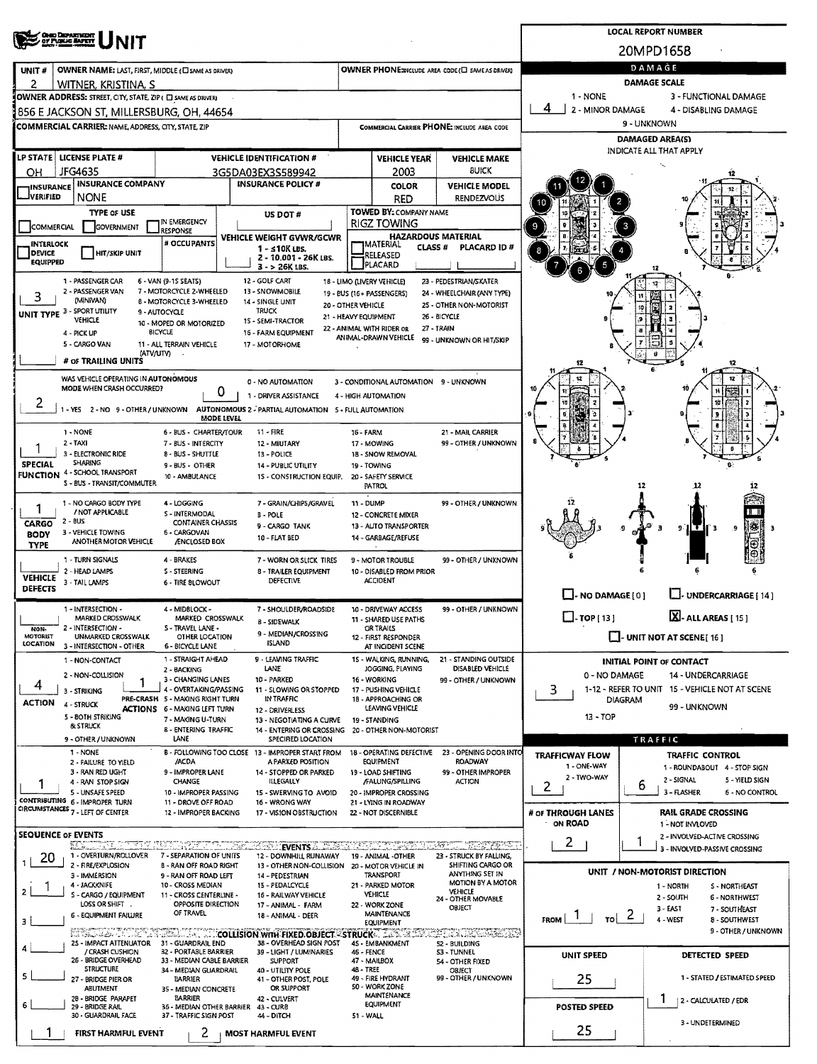# UNIT

**LOCAL REPORT NUMBER:** 20MPD1658

| Field | Value |
|---|---|
| UNIT # | 2 |
| OWNER NAME: LAST, FIRST, MIDDLE | WITNER, KRISTINA, S |
| OWNER PHONE | |
| OWNER ADDRESS: STREET, CITY, STATE, ZIP | 856 E JACKSON ST, MILLERSBURG, OH, 44654 |
| COMMERCIAL CARRIER: NAME, ADDRESS, CITY, STATE, ZIP | |
| COMMERCIAL CARRIER PHONE | |
| LP STATE | OH |
| LICENSE PLATE # | JFG4635 |
| VEHICLE IDENTIFICATION # | 3G5DA03EX3S589942 |
| VEHICLE YEAR | 2003 |
| VEHICLE MAKE | BUICK |
| INSURANCE COMPANY | NONE |
| INSURANCE POLICY # | |
| COLOR | RED |
| VEHICLE MODEL | RENDEZVOUS |
| TYPE OF USE | |
| US DOT # | |
| TOWED BY: COMPANY NAME | RIGZ TOWING |
| VEHICLE WEIGHT GVWR/GCWR | |
| HAZARDOUS MATERIAL | |
| # OCCUPANTS | |

## DAMAGE

**DAMAGE SCALE:** 4
1 - NONE; 2 - MINOR DAMAGE; 3 - FUNCTIONAL DAMAGE; 4 - DISABLING DAMAGE; 9 - UNKNOWN

**DAMAGED AREA(S)** — INDICATE ALL THAT APPLY

- [ ] NO DAMAGE [0]
- [ ] UNDERCARRIAGE [14]
- [ ] TOP [13]
- [X] ALL AREAS [15]
- [ ] UNIT NOT AT SCENE [16]

**UNIT TYPE:** 3
1 - PASSENGER CAR; 2 - PASSENGER VAN (MINIVAN); 3 - SPORT UTILITY VEHICLE; 4 - PICK UP; 5 - CARGO VAN; 6 - VAN (9-15 SEATS); 7 - MOTORCYCLE 2-WHEELED; 8 - MOTORCYCLE 3-WHEELED; 9 - AUTOCYCLE; 10 - MOPED OR MOTORIZED BICYCLE; 11 - ALL TERRAIN VEHICLE (ATV/UTV); 12 - GOLF CART; 13 - SNOWMOBILE; 14 - SINGLE UNIT TRUCK; 15 - SEMI-TRACTOR; 16 - FARM EQUIPMENT; 17 - MOTORHOME; 18 - LIMO (LIVERY VEHICLE); 19 - BUS (16+ PASSENGERS); 20 - OTHER VEHICLE; 21 - HEAVY EQUIPMENT; 22 - ANIMAL WITH RIDER OR ANIMAL-DRAWN VEHICLE; 23 - PEDESTRIAN/SKATER; 24 - WHEELCHAIR (ANY TYPE); 25 - OTHER NON-MOTORIST; 26 - BICYCLE; 27 - TRAIN; 99 - UNKNOWN OR HIT/SKIP

**# OF TRAILING UNITS:**

**WAS VEHICLE OPERATING IN AUTONOMOUS MODE WHEN CRASH OCCURRED?** 2
1 - YES; 2 - NO; 9 - OTHER / UNKNOWN

**AUTONOMOUS MODE LEVEL:** 0
0 - NO AUTOMATION; 1 - DRIVER ASSISTANCE; 2 - PARTIAL AUTOMATION; 3 - CONDITIONAL AUTOMATION; 4 - HIGH AUTOMATION; 5 - FULL AUTOMATION; 9 - UNKNOWN

**SPECIAL FUNCTION:** 1
1 - NONE; 2 - TAXI; 3 - ELECTRONIC RIDE SHARING; 4 - SCHOOL TRANSPORT; 5 - BUS - TRANSIT/COMMUTER; 6 - BUS - CHARTER/TOUR; 7 - BUS - INTERCITY; 8 - BUS - SHUTTLE; 9 - BUS - OTHER; 10 - AMBULANCE; 11 - FIRE; 12 - MILITARY; 13 - POLICE; 14 - PUBLIC UTILITY; 15 - CONSTRUCTION EQUIP.; 16 - FARM; 17 - MOWING; 18 - SNOW REMOVAL; 19 - TOWING; 20 - SAFETY SERVICE PATROL; 21 - MAIL CARRIER; 99 - OTHER / UNKNOWN

**CARGO BODY TYPE:** 1
1 - NO CARGO BODY TYPE / NOT APPLICABLE; 2 - BUS; 3 - VEHICLE TOWING ANOTHER MOTOR VEHICLE; 4 - LOGGING; 5 - INTERMODAL CONTAINER CHASSIS; 6 - CARGOVAN /ENCLOSED BOX; 7 - GRAIN/CHIPS/GRAVEL; 8 - POLE; 9 - CARGO TANK; 10 - FLAT BED; 11 - DUMP; 12 - CONCRETE MIXER; 13 - AUTO TRANSPORTER; 14 - GARBAGE/REFUSE; 99 - OTHER / UNKNOWN

**VEHICLE DEFECTS:**
1 - TURN SIGNALS; 2 - HEAD LAMPS; 3 - TAIL LAMPS; 4 - BRAKES; 5 - STEERING; 6 - TIRE BLOWOUT; 7 - WORN OR SLICK TIRES; 8 - TRAILER EQUIPMENT DEFECTIVE; 9 - MOTOR TROUBLE; 10 - DISABLED FROM PRIOR ACCIDENT; 99 - OTHER / UNKNOWN

**NON-MOTORIST LOCATION:**
1 - INTERSECTION - MARKED CROSSWALK; 2 - INTERSECTION - UNMARKED CROSSWALK; 3 - INTERSECTION - OTHER; 4 - MIDBLOCK - MARKED CROSSWALK; 5 - TRAVEL LANE - OTHER LOCATION; 6 - BICYCLE LANE; 7 - SHOULDER/ROADSIDE; 8 - SIDEWALK; 9 - MEDIAN/CROSSING ISLAND; 10 - DRIVEWAY ACCESS; 11 - SHARED USE PATHS OR TRAILS; 12 - FIRST RESPONDER AT INCIDENT SCENE; 99 - OTHER / UNKNOWN

**ACTION:** 4
1 - NON-CONTACT; 2 - NON-COLLISION; 3 - STRIKING; 4 - STRUCK; 5 - BOTH STRIKING & STRUCK; 9 - OTHER / UNKNOWN

**PRE-CRASH ACTIONS:** 1
1 - STRAIGHT AHEAD; 2 - BACKING; 3 - CHANGING LANES; 4 - OVERTAKING/PASSING; 5 - MAKING RIGHT TURN; 6 - MAKING LEFT TURN; 7 - MAKING U-TURN; 8 - ENTERING TRAFFIC LANE; 9 - LEAVING TRAFFIC LANE; 10 - PARKED; 11 - SLOWING OR STOPPED IN TRAFFIC; 12 - DRIVERLESS; 13 - NEGOTIATING A CURVE; 14 - ENTERING OR CROSSING SPECIFIED LOCATION; 15 - WALKING, RUNNING, JOGGING, PLAYING; 16 - WORKING; 17 - PUSHING VEHICLE; 18 - APPROACHING OR LEAVING VEHICLE; 19 - STANDING; 20 - OTHER NON-MOTORIST; 21 - STANDING OUTSIDE DISABLED VEHICLE; 99 - OTHER / UNKNOWN

**CONTRIBUTING CIRCUMSTANCES:** 1
1 - NONE; 2 - FAILURE TO YIELD; 3 - RAN RED LIGHT; 4 - RAN STOP SIGN; 5 - UNSAFE SPEED; 6 - IMPROPER TURN; 7 - LEFT OF CENTER; 8 - FOLLOWING TOO CLOSE /ACDA; 9 - IMPROPER LANE CHANGE; 10 - IMPROPER PASSING; 11 - DROVE OFF ROAD; 12 - IMPROPER BACKING; 13 - IMPROPER START FROM A PARKED POSITION; 14 - STOPPED OR PARKED ILLEGALLY; 15 - SWERVING TO AVOID; 16 - WRONG WAY; 17 - VISION OBSTRUCTION; 18 - OPERATING DEFECTIVE EQUIPMENT; 19 - LOAD SHIFTING /FALLING/SPILLING; 20 - IMPROPER CROSSING; 21 - LYING IN ROADWAY; 22 - NOT DISCERNIBLE; 23 - OPENING DOOR INTO ROADWAY; 99 - OTHER IMPROPER ACTION

**INITIAL POINT OF CONTACT:** 3
0 - NO DAMAGE; 1-12 - REFER TO UNIT DIAGRAM; 13 - TOP; 14 - UNDERCARRIAGE; 15 - VEHICLE NOT AT SCENE; 99 - UNKNOWN

## SEQUENCE OF EVENTS

| # | Event |
|---|---|
| 1 | 20 |
| 2 | 1 |
| 3 | |
| 4 | |
| 5 | |
| 6 | |

**EVENTS:** 1 - OVERTURN/ROLLOVER; 2 - FIRE/EXPLOSION; 3 - IMMERSION; 4 - JACKKNIFE; 5 - CARGO / EQUIPMENT LOSS OR SHIFT; 6 - EQUIPMENT FAILURE; 7 - SEPARATION OF UNITS; 8 - RAN OFF ROAD RIGHT; 9 - RAN OFF ROAD LEFT; 10 - CROSS MEDIAN; 11 - CROSS CENTERLINE - OPPOSITE DIRECTION OF TRAVEL; 12 - DOWNHILL RUNAWAY; 13 - OTHER NON-COLLISION; 14 - PEDESTRIAN; 15 - PEDALCYCLE; 16 - RAILWAY VEHICLE; 17 - ANIMAL - FARM; 18 - ANIMAL - DEER; 19 - ANIMAL -OTHER; 20 - MOTOR VEHICLE IN TRANSPORT; 21 - PARKED MOTOR VEHICLE; 22 - WORK ZONE MAINTENANCE EQUIPMENT; 23 - STRUCK BY FALLING, SHIFTING CARGO OR ANYTHING SET IN MOTION BY A MOTOR VEHICLE; 24 - OTHER MOVABLE OBJECT

**COLLISION WITH FIXED OBJECT - STRUCK:** 25 - IMPACT ATTENUATOR / CRASH CUSHION; 26 - BRIDGE OVERHEAD STRUCTURE; 27 - BRIDGE PIER OR ABUTMENT; 28 - BRIDGE PARAPET; 29 - BRIDGE RAIL; 30 - GUARDRAIL FACE; 31 - GUARDRAIL END; 32 - PORTABLE BARRIER; 33 - MEDIAN CABLE BARRIER; 34 - MEDIAN GUARDRAIL BARRIER; 35 - MEDIAN CONCRETE BARRIER; 36 - MEDIAN OTHER BARRIER; 37 - TRAFFIC SIGN POST; 38 - OVERHEAD SIGN POST; 39 - LIGHT / LUMINARIES SUPPORT; 40 - UTILITY POLE; 41 - OTHER POST, POLE OR SUPPORT; 42 - CULVERT; 43 - CURB; 44 - DITCH; 45 - EMBANKMENT; 46 - FENCE; 47 - MAILBOX; 48 - TREE; 49 - FIRE HYDRANT; 50 - WORK ZONE MAINTENANCE EQUIPMENT; 51 - WALL; 52 - BUILDING; 53 - TUNNEL; 54 - OTHER FIXED OBJECT; 99 - OTHER / UNKNOWN

**FIRST HARMFUL EVENT:** 1
**MOST HARMFUL EVENT:** 2

## TRAFFIC

**TRAFFICWAY FLOW:** 2
1 - ONE-WAY; 2 - TWO-WAY

**TRAFFIC CONTROL:** 6
1 - ROUNDABOUT; 2 - SIGNAL; 3 - FLASHER; 4 - STOP SIGN; 5 - YIELD SIGN; 6 - NO CONTROL

**# OF THROUGH LANES ON ROAD:** 2

**RAIL GRADE CROSSING:** 1
1 - NOT INVLOVED; 2 - INVOLVED-ACTIVE CROSSING; 3 - INVOLVED-PASSIVE CROSSING

**UNIT / NON-MOTORIST DIRECTION:** FROM 1 TO 2
1 - NORTH; 2 - SOUTH; 3 - EAST; 4 - WEST; 5 - NORTHEAST; 6 - NORTHWEST; 7 - SOUTHEAST; 8 - SOUTHWEST; 9 - OTHER / UNKNOWN

**UNIT SPEED:** 25

**DETECTED SPEED:** 1
1 - STATED / ESTIMATED SPEED; 2 - CALCULATED / EDR; 3 - UNDETERMINED

**POSTED SPEED:** 25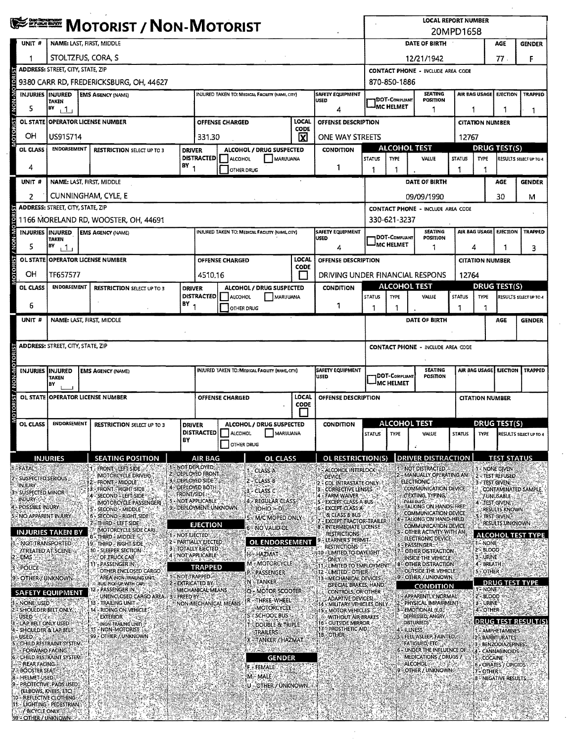# MOTORIST / NON-MOTORIST

**LOCAL REPORT NUMBER:** 20MPD1658

## Unit 1

| UNIT # | NAME: LAST, FIRST, MIDDLE | DATE OF BIRTH | AGE | GENDER |
|---|---|---|---|---|
| 1 | STOLTZFUS, CORA, S | 12/21/1942 | 77 | F |

| ADDRESS: STREET, CITY, STATE, ZIP | CONTACT PHONE - INCLUDE AREA CODE |
|---|---|
| 9380 CARR RD, FREDERICKSBURG, OH, 44627 | 870-850-1886 |

| INJURIES | INJURED TAKEN BY | EMS AGENCY (NAME) | INJURED TAKEN TO: MEDICAL FACILITY (NAME, CITY) | SAFETY EQUIPMENT USED | DOT-COMPLIANT MC HELMET | SEATING POSITION | AIR BAG USAGE | EJECTION | TRAPPED |
|---|---|---|---|---|---|---|---|---|---|
| 5 | 1 | | | 4 | | 1 | 1 | 1 | 1 |

| OL STATE | OPERATOR LICENSE NUMBER | OFFENSE CHARGED | LOCAL CODE | OFFENSE DESCRIPTION | CITATION NUMBER |
|---|---|---|---|---|---|
| OH | US915714 | 331.30 | X | ONE WAY STREETS | 12767 |

| OL CLASS | ENDORSEMENT | RESTRICTION SELECT UP TO 3 | DRIVER DISTRACTED BY | ALCOHOL / DRUG SUSPECTED | CONDITION | ALCOHOL TEST STATUS | ALCOHOL TEST TYPE | ALCOHOL TEST VALUE | DRUG TEST STATUS | DRUG TEST TYPE | RESULTS SELECT UP TO 4 |
|---|---|---|---|---|---|---|---|---|---|---|---|
| 4 | | | 1 | | 1 | 1 | 1 | . | 1 | 1 | |

## Unit 2

| UNIT # | NAME: LAST, FIRST, MIDDLE | DATE OF BIRTH | AGE | GENDER |
|---|---|---|---|---|
| 2 | CUNNINGHAM, CYLE, E | 09/09/1990 | 30 | M |

| ADDRESS: STREET, CITY, STATE, ZIP | CONTACT PHONE - INCLUDE AREA CODE |
|---|---|
| 1166 MORELAND RD, WOOSTER, OH, 44691 | 330-621-3237 |

| INJURIES | INJURED TAKEN BY | EMS AGENCY (NAME) | INJURED TAKEN TO: MEDICAL FACILITY (NAME, CITY) | SAFETY EQUIPMENT USED | DOT-COMPLIANT MC HELMET | SEATING POSITION | AIR BAG USAGE | EJECTION | TRAPPED |
|---|---|---|---|---|---|---|---|---|---|
| 5 | 1 | | | 4 | | 1 | 4 | 1 | 3 |

| OL STATE | OPERATOR LICENSE NUMBER | OFFENSE CHARGED | LOCAL CODE | OFFENSE DESCRIPTION | CITATION NUMBER |
|---|---|---|---|---|---|
| OH | TF657577 | 4510.16 | | DRIVING UNDER FINANCIAL RESPONS | 12764 |

| OL CLASS | ENDORSEMENT | RESTRICTION SELECT UP TO 3 | DRIVER DISTRACTED BY | ALCOHOL / DRUG SUSPECTED | CONDITION | ALCOHOL TEST STATUS | ALCOHOL TEST TYPE | ALCOHOL TEST VALUE | DRUG TEST STATUS | DRUG TEST TYPE | RESULTS SELECT UP TO 4 |
|---|---|---|---|---|---|---|---|---|---|---|---|
| 6 | | | 1 | | 1 | 1 | 1 | . | 1 | 1 | |

## Unit (blank)

| UNIT # | NAME: LAST, FIRST, MIDDLE | DATE OF BIRTH | AGE | GENDER |
|---|---|---|---|---|
| | | | | |

| ADDRESS: STREET, CITY, STATE, ZIP | CONTACT PHONE - INCLUDE AREA CODE |
|---|---|
| | |

| INJURIES | INJURED TAKEN BY | EMS AGENCY (NAME) | INJURED TAKEN TO: MEDICAL FACILITY (NAME, CITY) | SAFETY EQUIPMENT USED | DOT-COMPLIANT MC HELMET | SEATING POSITION | AIR BAG USAGE | EJECTION | TRAPPED |
|---|---|---|---|---|---|---|---|---|---|
| | | | | | | | | | |

| OL STATE | OPERATOR LICENSE NUMBER | OFFENSE CHARGED | LOCAL CODE | OFFENSE DESCRIPTION | CITATION NUMBER |
|---|---|---|---|---|---|
| | | | | | |

| OL CLASS | ENDORSEMENT | RESTRICTION SELECT UP TO 3 | DRIVER DISTRACTED BY | ALCOHOL / DRUG SUSPECTED | CONDITION | ALCOHOL TEST STATUS | ALCOHOL TEST TYPE | ALCOHOL TEST VALUE | DRUG TEST STATUS | DRUG TEST TYPE | RESULTS SELECT UP TO 4 |
|---|---|---|---|---|---|---|---|---|---|---|---|
| | | | | | | | | | | | |

## Codes

**INJURIES**
1 - FATAL
2 - SUSPECTED SERIOUS INJURY
3 - SUSPECTED MINOR INJURY
4 - POSSIBLE INJURY
5 - NO APPARENT INJURY

**INJURIES TAKEN BY**
1 - NOT TRANSPORTED /TREATED AT SCENE
2 - EMS
3 - POLICE
9 - OTHER / UNKNOWN

**SAFETY EQUIPMENT**
1 - NONE USED
2 - SHOULDER BELT ONLY USED
3 - LAP BELT ONLY USED
4 - SHOULDER & LAP BELT USED
5 - CHILD RESTRAINT SYSTEM - FORWARD FACING
6 - CHILD RESTRAINT SYSTEM - REAR FACING
7 - BOOSTER SEAT
8 - HELMET USED
9 - PROTECTIVE PADS USED (ELBOWS, KNEES, ETC)
10 - REFLECTIVE CLOTHING
11 - LIGHTING - PEDESTRIAN / BICYCLE ONLY
99 - OTHER / UNKNOWN

**SEATING POSITION**
1 - FRONT - LEFT SIDE (MOTORCYCLE DRIVER)
2 - FRONT - MIDDLE
3 - FRONT - RIGHT SIDE
4 - SECOND - LEFT SIDE (MOTORCYCLE PASSENGER)
5 - SECOND - MIDDLE
6 - SECOND - RIGHT SIDE
7 - THIRD - LEFT SIDE (MOTORCYCLE SIDE CAR)
8 - THIRD - MIDDLE
9 - THIRD - RIGHT SIDE
10 - SLEEPER SECTION OF TRUCK CAB
11 - PASSENGER IN OTHER ENCLOSED CARGO AREA (NON-TRAILING UNIT, BUS, PICK-UP WITH CAP)
12 - PASSENGER IN UNENCLOSED CARGO AREA
13 - TRAILING UNIT
14 - RIDING ON VEHICLE EXTERIOR (NON-TRAILING UNIT)
15 - NON-MOTORIST
99 - OTHER / UNKNOWN

**AIR BAG**
1 - NOT DEPLOYED
2 - DEPLOYED FRONT
3 - DEPLOYED SIDE
4 - DEPLOYED BOTH FRONT/SIDE
5 - NOT APPLICABLE
9 - DEPLOYMENT UNKNOWN

**EJECTION**
1 - NOT EJECTED
2 - PARTIALLY EJECTED
3 - TOTALLY EJECTED
4 - NOT APPLICABLE

**TRAPPED**
1 - NOT TRAPPED
2 - EXTRICATED BY MECHANICAL MEANS
3 - FREED BY NON-MECHANICAL MEANS

**OL CLASS**
1 - CLASS A
2 - CLASS B
3 - CLASS C
4 - REGULAR CLASS (OHIO = D)
5 - M/C MOPED ONLY
6 - NO VALID OL

**OL ENDORSEMENT**
H - HAZMAT
M - MOTORCYCLE
P - PASSENGER
N - TANKER
Q - MOTOR SCOOTER
R - THREE-WHEEL MOTORCYCLE
S - SCHOOL BUS
T - DOUBLE & TRIPLE TRAILERS
X - TANKER / HAZMAT

**GENDER**
F - FEMALE
M - MALE
U - OTHER / UNKNOWN

**OL RESTRICTION(S)**
1 - ALCOHOL INTERLOCK DEVICE
2 - CDL INTRASTATE ONLY
3 - CORRECTIVE LENSES
4 - FARM WAIVER
5 - EXCEPT CLASS A BUS
6 - EXCEPT CLASS A & CLASS B BUS
7 - EXCEPT TRACTOR-TRAILER
8 - INTERMEDIATE LICENSE RESTRICTIONS
9 - LEARNER'S PERMIT RESTRICTIONS
10 - LIMITED TO DAYLIGHT ONLY
11 - LIMITED TO EMPLOYMENT
12 - LIMITED - OTHER
13 - MECHANICAL DEVICES (SPECIAL BRAKES, HAND CONTROLS, OR OTHER ADAPTIVE DEVICES)
14 - MILITARY VEHICLES ONLY
15 - MOTOR VEHICLES WITHOUT AIR BRAKES
16 - OUTSIDE MIRROR
17 - PROSTHETIC AID
18 - OTHER

**DRIVER DISTRACTION**
1 - NOT DISTRACTED
2 - MANUALLY OPERATING AN ELECTRONIC COMMUNICATION DEVICE (TEXTING, TYPING, DIALING)
3 - TALKING ON HANDS-FREE COMMUNICATION DEVICE
4 - TALKING ON HAND-HELD COMMUNICATION DEVICE
5 - OTHER ACTIVITY WITH AN ELECTRONIC DEVICE
6 - PASSENGER
7 - OTHER DISTRACTION INSIDE THE VEHICLE
8 - OTHER DISTRACTION OUTSIDE THE VEHICLE
9 - OTHER / UNKNOWN

**CONDITION**
1 - APPARENTLY NORMAL
2 - PHYSICAL IMPAIRMENT
3 - EMOTIONAL (E.G. DEPRESSED, ANGRY, DISTURBED)
4 - ILLNESS
5 - FELL ASLEEP, FAINTED, FATIGUED, ETC.
6 - UNDER THE INFLUENCE OF MEDICATIONS / DRUGS / ALCOHOL
9 - OTHER / UNKNOWN

**TEST STATUS**
1 - NONE GIVEN
2 - TEST REFUSED
3 - TEST GIVEN, CONTAMINATED SAMPLE / UNUSABLE
4 - TEST GIVEN, RESULTS KNOWN
5 - TEST GIVEN, RESULTS UNKNOWN

**ALCOHOL TEST TYPE**
1 - NONE
2 - BLOOD
3 - URINE
4 - BREATH
5 - OTHER

**DRUG TEST TYPE**
1 - NONE
2 - BLOOD
3 - URINE
4 - OTHER

**DRUG TEST RESULT(S)**
1 - AMPHETAMINES
2 - BARBITURATES
3 - BENZODIAZEPINES
4 - CANNABINOIDS
5 - COCAINE
6 - OPIATES / OPIOIDS
7 - OTHER
8 - NEGATIVE RESULTS